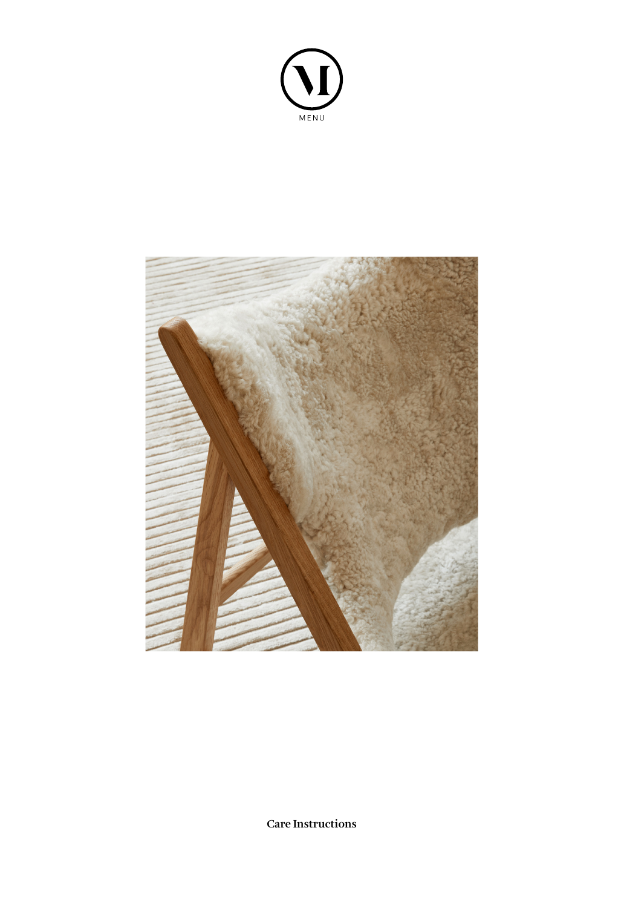MENU

Care Instructions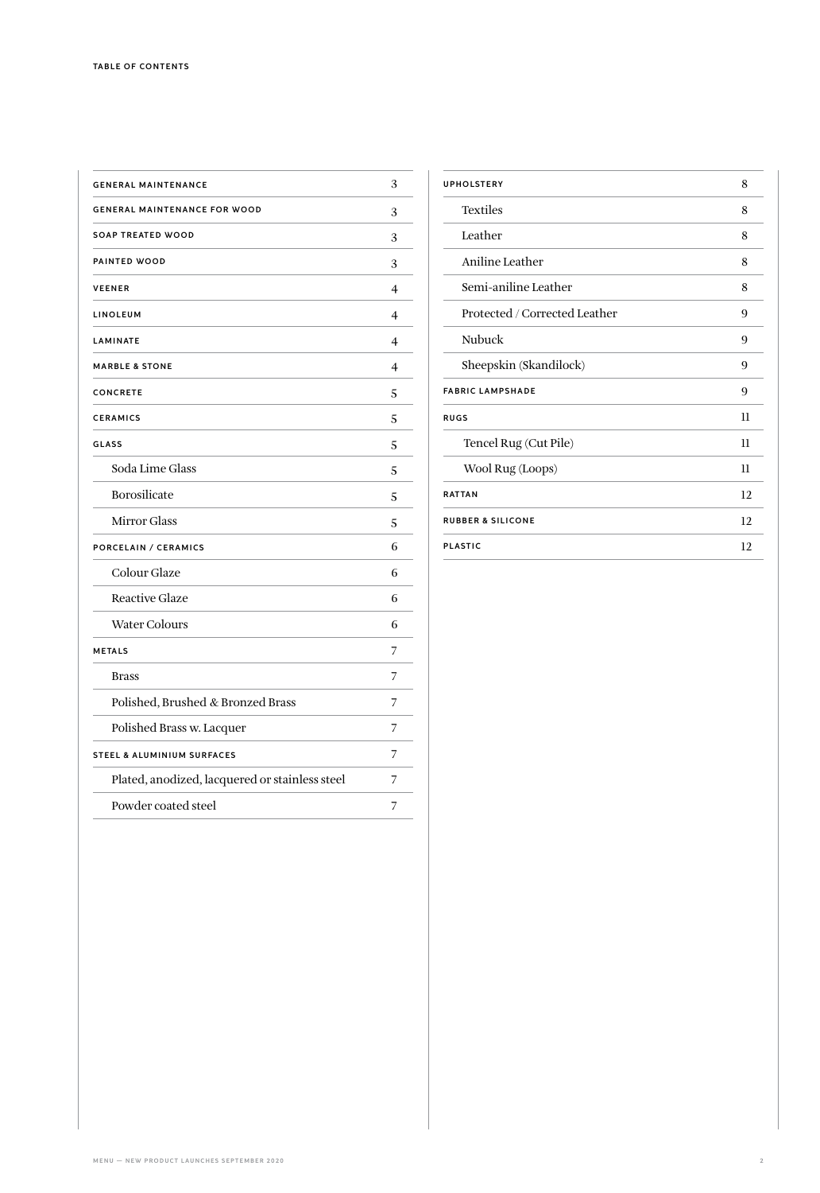# TABLE OF CONTENTS

| Section | Page |
| --- | --- |
| **GENERAL MAINTENANCE** | 3 |
| **GENERAL MAINTENANCE FOR WOOD** | 3 |
| **SOAP TREATED WOOD** | 3 |
| **PAINTED WOOD** | 3 |
| **VEENER** | 4 |
| **LINOLEUM** | 4 |
| **LAMINATE** | 4 |
| **MARBLE & STONE** | 4 |
| **CONCRETE** | 5 |
| **CERAMICS** | 5 |
| **GLASS** | 5 |
| Soda Lime Glass | 5 |
| Borosilicate | 5 |
| Mirror Glass | 5 |
| **PORCELAIN / CERAMICS** | 6 |
| Colour Glaze | 6 |
| Reactive Glaze | 6 |
| Water Colours | 6 |
| **METALS** | 7 |
| Brass | 7 |
| Polished, Brushed & Bronzed Brass | 7 |
| Polished Brass w. Lacquer | 7 |
| **STEEL & ALUMINIUM SURFACES** | 7 |
| Plated, anodized, lacquered or stainless steel | 7 |
| Powder coated steel | 7 |
| **UPHOLSTERY** | 8 |
| Textiles | 8 |
| Leather | 8 |
| Aniline Leather | 8 |
| Semi-aniline Leather | 8 |
| Protected / Corrected Leather | 9 |
| Nubuck | 9 |
| Sheepskin (Skandilock) | 9 |
| **FABRIC LAMPSHADE** | 9 |
| **RUGS** | 11 |
| Tencel Rug (Cut Pile) | 11 |
| Wool Rug (Loops) | 11 |
| **RATTAN** | 12 |
| **RUBBER & SILICONE** | 12 |
| **PLASTIC** | 12 |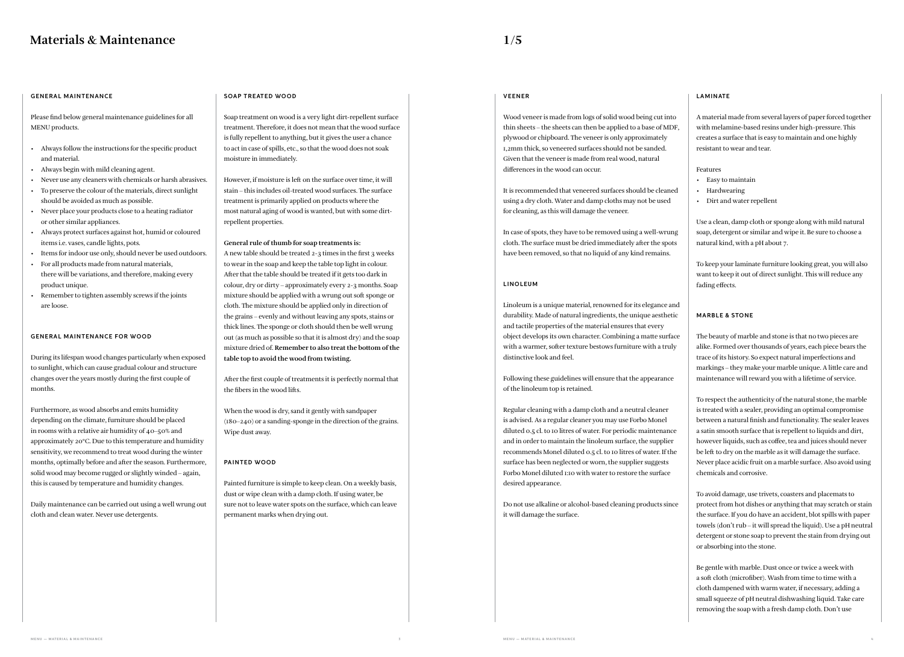# Materials & Maintenance

1/5

## GENERAL MAINTENANCE

Please find below general maintenance guidelines for all MENU products.

- Always follow the instructions for the specific product and material.
- Always begin with mild cleaning agent.
- Never use any cleaners with chemicals or harsh abrasives.
- To preserve the colour of the materials, direct sunlight should be avoided as much as possible.
- Never place your products close to a heating radiator or other similar appliances.
- Always protect surfaces against hot, humid or coloured items i.e. vases, candle lights, pots.
- Items for indoor use only, should never be used outdoors.
- For all products made from natural materials, there will be variations, and therefore, making every product unique.
- Remember to tighten assembly screws if the joints are loose.

## GENERAL MAINTENANCE FOR WOOD

During its lifespan wood changes particularly when exposed to sunlight, which can cause gradual colour and structure changes over the years mostly during the first couple of months.

Furthermore, as wood absorbs and emits humidity depending on the climate, furniture should be placed in rooms with a relative air humidity of 40–50% and approximately 20°C. Due to this temperature and humidity sensitivity, we recommend to treat wood during the winter months, optimally before and after the season. Furthermore, solid wood may become rugged or slightly winded – again, this is caused by temperature and humidity changes.

Daily maintenance can be carried out using a well wrung out cloth and clean water. Never use detergents.

## SOAP TREATED WOOD

Soap treatment on wood is a very light dirt-repellent surface treatment. Therefore, it does not mean that the wood surface is fully repellent to anything, but it gives the user a chance to act in case of spills, etc., so that the wood does not soak moisture in immediately.

However, if moisture is left on the surface over time, it will stain – this includes oil-treated wood surfaces. The surface treatment is primarily applied on products where the most natural aging of wood is wanted, but with some dirt-repellent properties.

**General rule of thumb for soap treatments is:**
A new table should be treated 2-3 times in the first 3 weeks to wear in the soap and keep the table top light in colour. After that the table should be treated if it gets too dark in colour, dry or dirty – approximately every 2-3 months. Soap mixture should be applied with a wrung out soft sponge or cloth. The mixture should be applied only in direction of the grains – evenly and without leaving any spots, stains or thick lines. The sponge or cloth should then be well wrung out (as much as possible so that it is almost dry) and the soap mixture dried of. **Remember to also treat the bottom of the table top to avoid the wood from twisting.**

After the first couple of treatments it is perfectly normal that the fibers in the wood lifts.

When the wood is dry, sand it gently with sandpaper (180–240) or a sanding-sponge in the direction of the grains. Wipe dust away.

## PAINTED WOOD

Painted furniture is simple to keep clean. On a weekly basis, dust or wipe clean with a damp cloth. If using water, be sure not to leave water spots on the surface, which can leave permanent marks when drying out.

## VEENER

Wood veneer is made from logs of solid wood being cut into thin sheets – the sheets can then be applied to a base of MDF, plywood or chipboard. The veneer is only approximately 1,2mm thick, so veneered surfaces should not be sanded. Given that the veneer is made from real wood, natural differences in the wood can occur.

It is recommended that veneered surfaces should be cleaned using a dry cloth. Water and damp cloths may not be used for cleaning, as this will damage the veneer.

In case of spots, they have to be removed using a well-wrung cloth. The surface must be dried immediately after the spots have been removed, so that no liquid of any kind remains.

## LINOLEUM

Linoleum is a unique material, renowned for its elegance and durability. Made of natural ingredients, the unique aesthetic and tactile properties of the material ensures that every object develops its own character. Combining a matte surface with a warmer, softer texture bestows furniture with a truly distinctive look and feel.

Following these guidelines will ensure that the appearance of the linoleum top is retained.

Regular cleaning with a damp cloth and a neutral cleaner is advised. As a regular cleaner you may use Forbo Monel diluted 0.5 cl. to 10 litres of water. For periodic maintenance and in order to maintain the linoleum surface, the supplier recommends Monel diluted 0.5 cl. to 10 litres of water. If the surface has been neglected or worn, the supplier suggests Forbo Monel diluted 1:10 with water to restore the surface desired appearance.

Do not use alkaline or alcohol-based cleaning products since it will damage the surface.

## LAMINATE

A material made from several layers of paper forced together with melamine-based resins under high-pressure. This creates a surface that is easy to maintain and one highly resistant to wear and tear.

Features
- Easy to maintain
- Hardwearing
- Dirt and water repellent

Use a clean, damp cloth or sponge along with mild natural soap, detergent or similar and wipe it. Be sure to choose a natural kind, with a pH about 7.

To keep your laminate furniture looking great, you will also want to keep it out of direct sunlight. This will reduce any fading effects.

## MARBLE & STONE

The beauty of marble and stone is that no two pieces are alike. Formed over thousands of years, each piece bears the trace of its history. So expect natural imperfections and markings – they make your marble unique. A little care and maintenance will reward you with a lifetime of service.

To respect the authenticity of the natural stone, the marble is treated with a sealer, providing an optimal compromise between a natural finish and functionality. The sealer leaves a satin smooth surface that is repellent to liquids and dirt, however liquids, such as coffee, tea and juices should never be left to dry on the marble as it will damage the surface. Never place acidic fruit on a marble surface. Also avoid using chemicals and corrosive.

To avoid damage, use trivets, coasters and placemats to protect from hot dishes or anything that may scratch or stain the surface. If you do have an accident, blot spills with paper towels (don't rub – it will spread the liquid). Use a pH neutral detergent or stone soap to prevent the stain from drying out or absorbing into the stone.

Be gentle with marble. Dust once or twice a week with a soft cloth (microfiber). Wash from time to time with a cloth dampened with warm water, if necessary, adding a small squeeze of pH neutral dishwashing liquid. Take care removing the soap with a fresh damp cloth. Don't use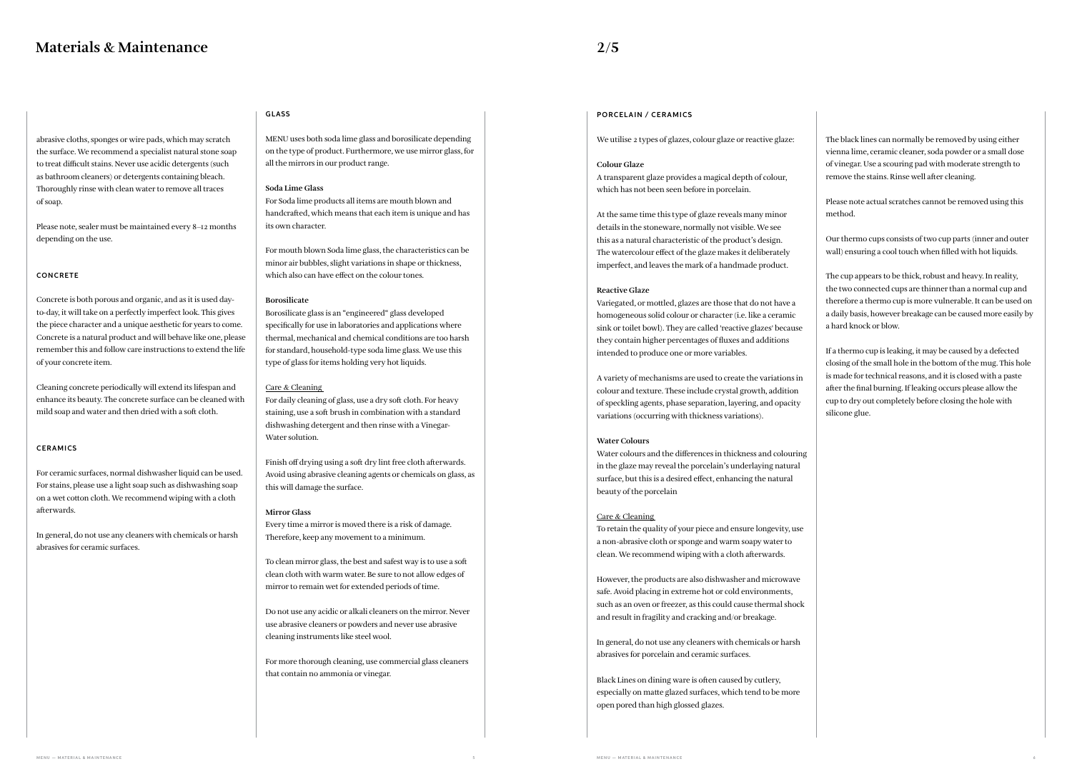# Materials & Maintenance

abrasive cloths, sponges or wire pads, which may scratch the surface. We recommend a specialist natural stone soap to treat difficult stains. Never use acidic detergents (such as bathroom cleaners) or detergents containing bleach. Thoroughly rinse with clean water to remove all traces of soap.

Please note, sealer must be maintained every 8–12 months depending on the use.

## CONCRETE

Concrete is both porous and organic, and as it is used day-to-day, it will take on a perfectly imperfect look. This gives the piece character and a unique aesthetic for years to come. Concrete is a natural product and will behave like one, please remember this and follow care instructions to extend the life of your concrete item.

Cleaning concrete periodically will extend its lifespan and enhance its beauty. The concrete surface can be cleaned with mild soap and water and then dried with a soft cloth.

## CERAMICS

For ceramic surfaces, normal dishwasher liquid can be used. For stains, please use a light soap such as dishwashing soap on a wet cotton cloth. We recommend wiping with a cloth afterwards.

In general, do not use any cleaners with chemicals or harsh abrasives for ceramic surfaces.

## GLASS

MENU uses both soda lime glass and borosilicate depending on the type of product. Furthermore, we use mirror glass, for all the mirrors in our product range.

**Soda Lime Glass**
For Soda lime products all items are mouth blown and handcrafted, which means that each item is unique and has its own character.

For mouth blown Soda lime glass, the characteristics can be minor air bubbles, slight variations in shape or thickness, which also can have effect on the colour tones.

**Borosilicate**
Borosilicate glass is an "engineered" glass developed specifically for use in laboratories and applications where thermal, mechanical and chemical conditions are too harsh for standard, household-type soda lime glass. We use this type of glass for items holding very hot liquids.

Care & Cleaning
For daily cleaning of glass, use a dry soft cloth. For heavy staining, use a soft brush in combination with a standard dishwashing detergent and then rinse with a Vinegar-Water solution.

Finish off drying using a soft dry lint free cloth afterwards. Avoid using abrasive cleaning agents or chemicals on glass, as this will damage the surface.

**Mirror Glass**
Every time a mirror is moved there is a risk of damage. Therefore, keep any movement to a minimum.

To clean mirror glass, the best and safest way is to use a soft clean cloth with warm water. Be sure to not allow edges of mirror to remain wet for extended periods of time.

Do not use any acidic or alkali cleaners on the mirror. Never use abrasive cleaners or powders and never use abrasive cleaning instruments like steel wool.

For more thorough cleaning, use commercial glass cleaners that contain no ammonia or vinegar.

## PORCELAIN / CERAMICS

We utilise 2 types of glazes, colour glaze or reactive glaze:

**Colour Glaze**
A transparent glaze provides a magical depth of colour, which has not been seen before in porcelain.

At the same time this type of glaze reveals many minor details in the stoneware, normally not visible. We see this as a natural characteristic of the product's design. The watercolour effect of the glaze makes it deliberately imperfect, and leaves the mark of a handmade product.

**Reactive Glaze**
Variegated, or mottled, glazes are those that do not have a homogeneous solid colour or character (i.e. like a ceramic sink or toilet bowl). They are called 'reactive glazes' because they contain higher percentages of fluxes and additions intended to produce one or more variables.

A variety of mechanisms are used to create the variations in colour and texture. These include crystal growth, addition of speckling agents, phase separation, layering, and opacity variations (occurring with thickness variations).

**Water Colours**
Water colours and the differences in thickness and colouring in the glaze may reveal the porcelain's underlaying natural surface, but this is a desired effect, enhancing the natural beauty of the porcelain

Care & Cleaning
To retain the quality of your piece and ensure longevity, use a non-abrasive cloth or sponge and warm soapy water to clean. We recommend wiping with a cloth afterwards.

However, the products are also dishwasher and microwave safe. Avoid placing in extreme hot or cold environments, such as an oven or freezer, as this could cause thermal shock and result in fragility and cracking and/or breakage.

In general, do not use any cleaners with chemicals or harsh abrasives for porcelain and ceramic surfaces.

Black Lines on dining ware is often caused by cutlery, especially on matte glazed surfaces, which tend to be more open pored than high glossed glazes.

The black lines can normally be removed by using either vienna lime, ceramic cleaner, soda powder or a small dose of vinegar. Use a scouring pad with moderate strength to remove the stains. Rinse well after cleaning.

Please note actual scratches cannot be removed using this method.

Our thermo cups consists of two cup parts (inner and outer wall) ensuring a cool touch when filled with hot liquids.

The cup appears to be thick, robust and heavy. In reality, the two connected cups are thinner than a normal cup and therefore a thermo cup is more vulnerable. It can be used on a daily basis, however breakage can be caused more easily by a hard knock or blow.

If a thermo cup is leaking, it may be caused by a defected closing of the small hole in the bottom of the mug. This hole is made for technical reasons, and it is closed with a paste after the final burning. If leaking occurs please allow the cup to dry out completely before closing the hole with silicone glue.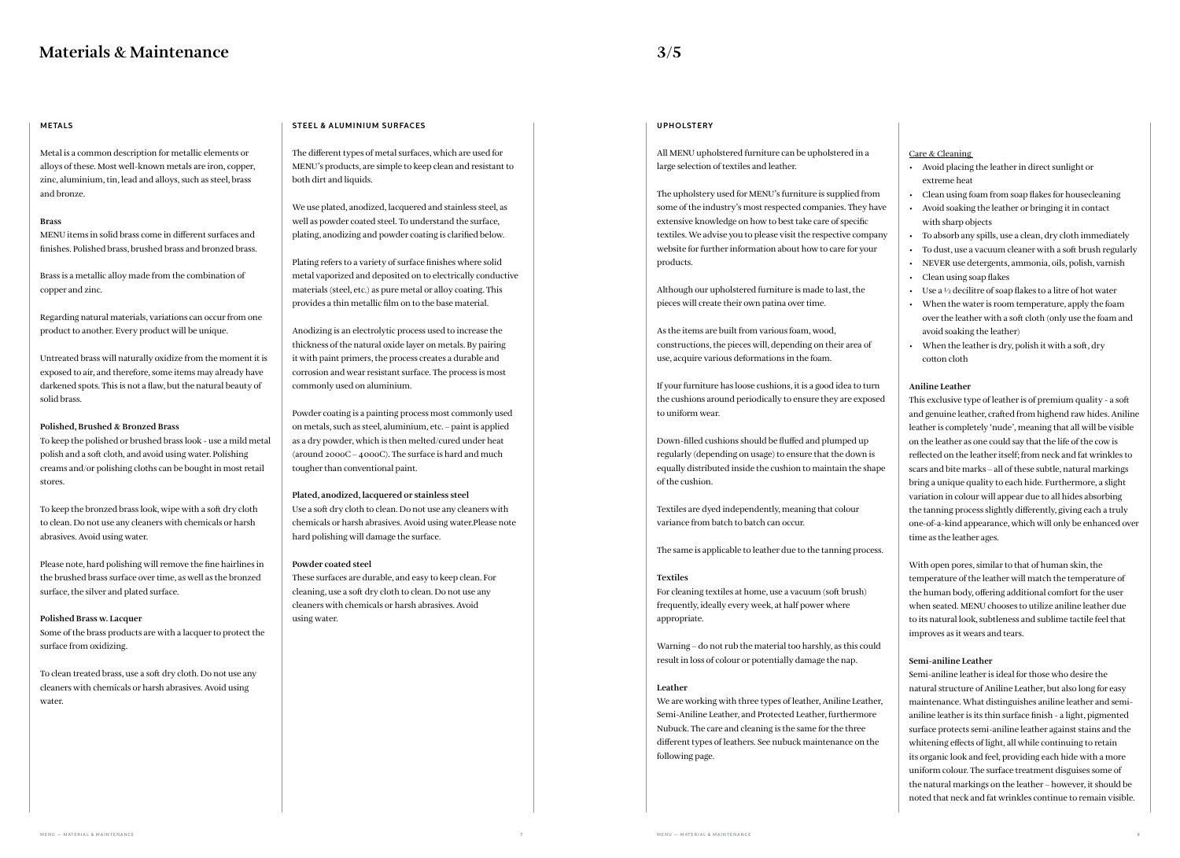# Materials & Maintenance

## METALS

Metal is a common description for metallic elements or alloys of these. Most well-known metals are iron, copper, zinc, aluminium, tin, lead and alloys, such as steel, brass and bronze.

**Brass**

MENU items in solid brass come in different surfaces and finishes. Polished brass, brushed brass and bronzed brass.

Brass is a metallic alloy made from the combination of copper and zinc.

Regarding natural materials, variations can occur from one product to another. Every product will be unique.

Untreated brass will naturally oxidize from the moment it is exposed to air, and therefore, some items may already have darkened spots. This is not a flaw, but the natural beauty of solid brass.

**Polished, Brushed & Bronzed Brass**

To keep the polished or brushed brass look - use a mild metal polish and a soft cloth, and avoid using water. Polishing creams and/or polishing cloths can be bought in most retail stores.

To keep the bronzed brass look, wipe with a soft dry cloth to clean. Do not use any cleaners with chemicals or harsh abrasives. Avoid using water.

Please note, hard polishing will remove the fine hairlines in the brushed brass surface over time, as well as the bronzed surface, the silver and plated surface.

**Polished Brass w. Lacquer**

Some of the brass products are with a lacquer to protect the surface from oxidizing.

To clean treated brass, use a soft dry cloth. Do not use any cleaners with chemicals or harsh abrasives. Avoid using water.

## STEEL & ALUMINIUM SURFACES

The different types of metal surfaces, which are used for MENU's products, are simple to keep clean and resistant to both dirt and liquids.

We use plated, anodized, lacquered and stainless steel, as well as powder coated steel. To understand the surface, plating, anodizing and powder coating is clarified below.

Plating refers to a variety of surface finishes where solid metal vaporized and deposited on to electrically conductive materials (steel, etc.) as pure metal or alloy coating. This provides a thin metallic film on to the base material.

Anodizing is an electrolytic process used to increase the thickness of the natural oxide layer on metals. By pairing it with paint primers, the process creates a durable and corrosion and wear resistant surface. The process is most commonly used on aluminium.

Powder coating is a painting process most commonly used on metals, such as steel, aluminium, etc. – paint is applied as a dry powder, which is then melted/cured under heat (around 2000C – 4000C). The surface is hard and much tougher than conventional paint.

**Plated, anodized, lacquered or stainless steel**

Use a soft dry cloth to clean. Do not use any cleaners with chemicals or harsh abrasives. Avoid using water.Please note hard polishing will damage the surface.

**Powder coated steel**

These surfaces are durable, and easy to keep clean. For cleaning, use a soft dry cloth to clean. Do not use any cleaners with chemicals or harsh abrasives. Avoid using water.

## UPHOLSTERY

All MENU upholstered furniture can be upholstered in a large selection of textiles and leather.

The upholstery used for MENU's furniture is supplied from some of the industry's most respected companies. They have extensive knowledge on how to best take care of specific textiles. We advise you to please visit the respective company website for further information about how to care for your products.

Although our upholstered furniture is made to last, the pieces will create their own patina over time.

As the items are built from various foam, wood, constructions, the pieces will, depending on their area of use, acquire various deformations in the foam.

If your furniture has loose cushions, it is a good idea to turn the cushions around periodically to ensure they are exposed to uniform wear.

Down-filled cushions should be fluffed and plumped up regularly (depending on usage) to ensure that the down is equally distributed inside the cushion to maintain the shape of the cushion.

Textiles are dyed independently, meaning that colour variance from batch to batch can occur.

The same is applicable to leather due to the tanning process.

**Textiles**

For cleaning textiles at home, use a vacuum (soft brush) frequently, ideally every week, at half power where appropriate.

Warning – do not rub the material too harshly, as this could result in loss of colour or potentially damage the nap.

**Leather**

We are working with three types of leather, Aniline Leather, Semi-Aniline Leather, and Protected Leather, furthermore Nubuck. The care and cleaning is the same for the three different types of leathers. See nubuck maintenance on the following page.

Care & Cleaning

- Avoid placing the leather in direct sunlight or extreme heat
- Clean using foam from soap flakes for housecleaning
- Avoid soaking the leather or bringing it in contact with sharp objects
- To absorb any spills, use a clean, dry cloth immediately
- To dust, use a vacuum cleaner with a soft brush regularly
- NEVER use detergents, ammonia, oils, polish, varnish
- Clean using soap flakes
- Use a ½ decilitre of soap flakes to a litre of hot water
- When the water is room temperature, apply the foam over the leather with a soft cloth (only use the foam and avoid soaking the leather)
- When the leather is dry, polish it with a soft, dry cotton cloth

**Aniline Leather**

This exclusive type of leather is of premium quality - a soft and genuine leather, crafted from highend raw hides. Aniline leather is completely 'nude', meaning that all will be visible on the leather as one could say that the life of the cow is reflected on the leather itself; from neck and fat wrinkles to scars and bite marks – all of these subtle, natural markings bring a unique quality to each hide. Furthermore, a slight variation in colour will appear due to all hides absorbing the tanning process slightly differently, giving each a truly one-of-a-kind appearance, which will only be enhanced over time as the leather ages.

With open pores, similar to that of human skin, the temperature of the leather will match the temperature of the human body, offering additional comfort for the user when seated. MENU chooses to utilize aniline leather due to its natural look, subtleness and sublime tactile feel that improves as it wears and tears.

**Semi-aniline Leather**

Semi-aniline leather is ideal for those who desire the natural structure of Aniline Leather, but also long for easy maintenance. What distinguishes aniline leather and semi-aniline leather is its thin surface finish - a light, pigmented surface protects semi-aniline leather against stains and the whitening effects of light, all while continuing to retain its organic look and feel, providing each hide with a more uniform colour. The surface treatment disguises some of the natural markings on the leather – however, it should be noted that neck and fat wrinkles continue to remain visible.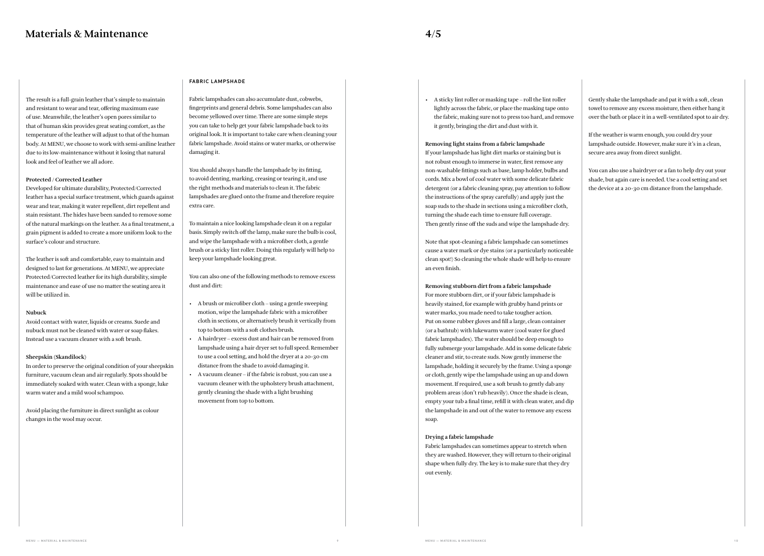# Materials & Maintenance

The result is a full-grain leather that's simple to maintain and resistant to wear and tear, offering maximum ease of use. Meanwhile, the leather's open pores similar to that of human skin provides great seating comfort, as the temperature of the leather will adjust to that of the human body. At MENU, we choose to work with semi-aniline leather due to its low-maintenance without it losing that natural look and feel of leather we all adore.

**Protected / Corrected Leather**

Developed for ultimate durability, Protected/Corrected leather has a special surface treatment, which guards against wear and tear, making it water repellent, dirt repellent and stain resistant. The hides have been sanded to remove some of the natural markings on the leather. As a final treatment, a grain pigment is added to create a more uniform look to the surface's colour and structure.

The leather is soft and comfortable, easy to maintain and designed to last for generations. At MENU, we appreciate Protected/Corrected leather for its high durability, simple maintenance and ease of use no matter the seating area it will be utilized in.

**Nubuck**

Avoid contact with water, liquids or creams. Suede and nubuck must not be cleaned with water or soap flakes. Instead use a vacuum cleaner with a soft brush.

**Sheepskin (Skandilock)**

In order to preserve the original condition of your sheepskin furniture, vacuum clean and air regularly. Spots should be immediately soaked with water. Clean with a sponge, luke warm water and a mild wool schampoo.

Avoid placing the furniture in direct sunlight as colour changes in the wool may occur.

## FABRIC LAMPSHADE

Fabric lampshades can also accumulate dust, cobwebs, fingerprints and general debris. Some lampshades can also become yellowed over time. There are some simple steps you can take to help get your fabric lampshade back to its original look. It is important to take care when cleaning your fabric lampshade. Avoid stains or water marks, or otherwise damaging it.

You should always handle the lampshade by its fitting, to avoid denting, marking, creasing or tearing it, and use the right methods and materials to clean it. The fabric lampshades are glued onto the frame and therefore require extra care.

To maintain a nice looking lampshade clean it on a regular basis. Simply switch off the lamp, make sure the bulb is cool, and wipe the lampshade with a microfiber cloth, a gentle brush or a sticky lint roller. Doing this regularly will help to keep your lampshade looking great.

You can also one of the following methods to remove excess dust and dirt:

- A brush or microfiber cloth – using a gentle sweeping motion, wipe the lampshade fabric with a microfiber cloth in sections, or alternatively brush it vertically from top to bottom with a soft clothes brush.
- A hairdryer – excess dust and hair can be removed from lampshade using a hair dryer set to full speed. Remember to use a cool setting, and hold the dryer at a 20-30 cm distance from the shade to avoid damaging it.
- A vacuum cleaner – if the fabric is robust, you can use a vacuum cleaner with the upholstery brush attachment, gently cleaning the shade with a light brushing movement from top to bottom.
- A sticky lint roller or masking tape – roll the lint roller lightly across the fabric, or place the masking tape onto the fabric, making sure not to press too hard, and remove it gently, bringing the dirt and dust with it.

**Removing light stains from a fabric lampshade**

If your lampshade has light dirt marks or staining but is not robust enough to immerse in water, first remove any non-washable fittings such as base, lamp holder, bulbs and cords. Mix a bowl of cool water with some delicate fabric detergent (or a fabric cleaning spray, pay attention to follow the instructions of the spray carefully) and apply just the soap suds to the shade in sections using a microfiber cloth, turning the shade each time to ensure full coverage. Then gently rinse off the suds and wipe the lampshade dry.

Note that spot-cleaning a fabric lampshade can sometimes cause a water mark or dye stains (or a particularly noticeable clean spot!) So cleaning the whole shade will help to ensure an even finish.

**Removing stubborn dirt from a fabric lampshade**

For more stubborn dirt, or if your fabric lampshade is heavily stained, for example with grubby hand prints or water marks, you made need to take tougher action. Put on some rubber gloves and fill a large, clean container (or a bathtub) with lukewarm water (cool water for glued fabric lampshades). The water should be deep enough to fully submerge your lampshade. Add in some delicate fabric cleaner and stir, to create suds. Now gently immerse the lampshade, holding it securely by the frame. Using a sponge or cloth, gently wipe the lampshade using an up and down movement. If required, use a soft brush to gently dab any problem areas (don't rub heavily). Once the shade is clean, empty your tub a final time, refill it with clean water, and dip the lampshade in and out of the water to remove any excess soap.

**Drying a fabric lampshade**

Fabric lampshades can sometimes appear to stretch when they are washed. However, they will return to their original shape when fully dry. The key is to make sure that they dry out evenly.

Gently shake the lampshade and pat it with a soft, clean towel to remove any excess moisture, then either hang it over the bath or place it in a well-ventilated spot to air dry.

If the weather is warm enough, you could dry your lampshade outside. However, make sure it's in a clean, secure area away from direct sunlight.

You can also use a hairdryer or a fan to help dry out your shade, but again care is needed. Use a cool setting and set the device at a 20-30 cm distance from the lampshade.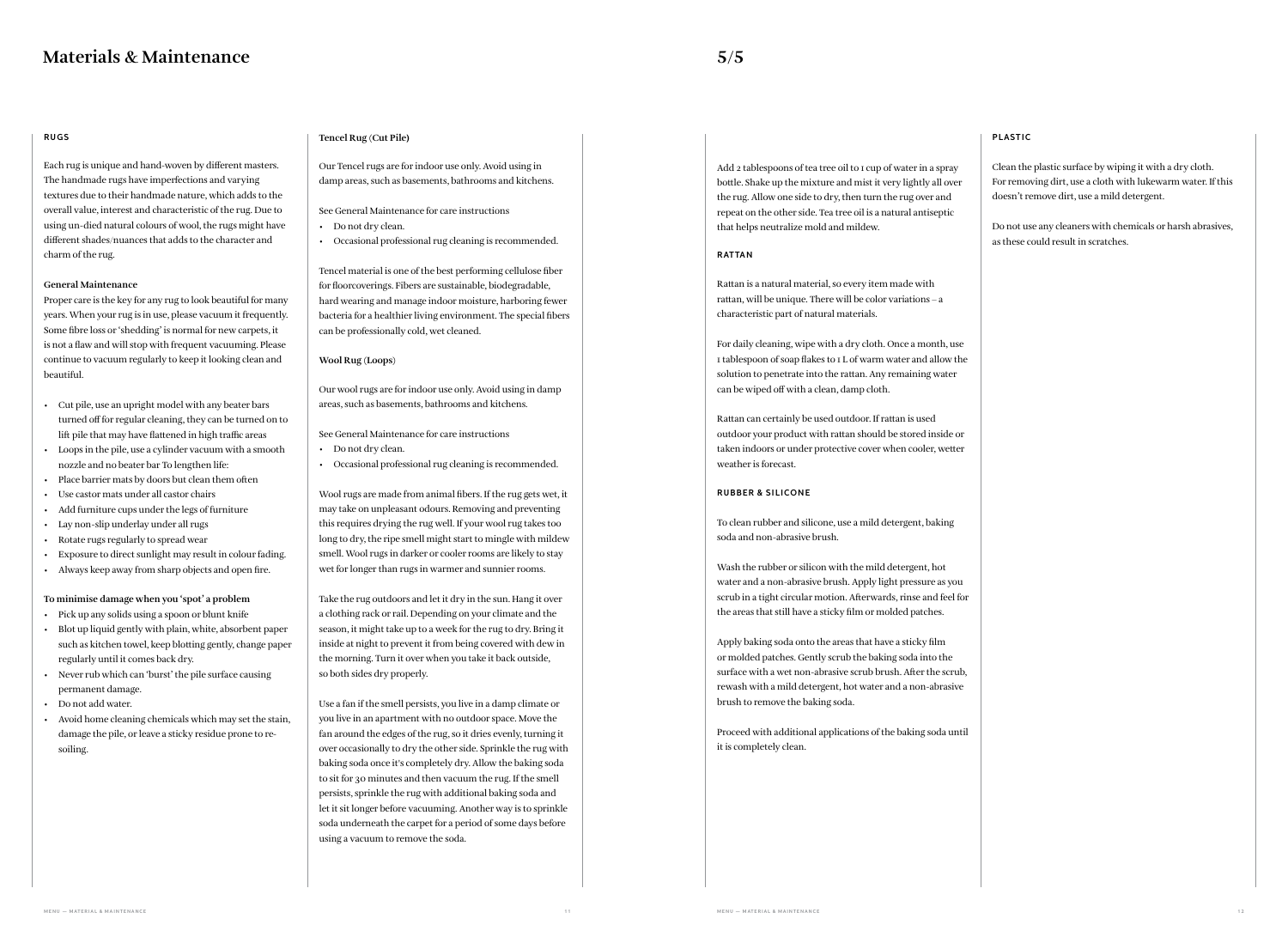# Materials & Maintenance

## RUGS

Each rug is unique and hand-woven by different masters. The handmade rugs have imperfections and varying textures due to their handmade nature, which adds to the overall value, interest and characteristic of the rug. Due to using un-died natural colours of wool, the rugs might have different shades/nuances that adds to the character and charm of the rug.

**General Maintenance**

Proper care is the key for any rug to look beautiful for many years. When your rug is in use, please vacuum it frequently. Some fibre loss or 'shedding' is normal for new carpets, it is not a flaw and will stop with frequent vacuuming. Please continue to vacuum regularly to keep it looking clean and beautiful.

- Cut pile, use an upright model with any beater bars turned off for regular cleaning, they can be turned on to lift pile that may have flattened in high traffic areas
- Loops in the pile, use a cylinder vacuum with a smooth nozzle and no beater bar To lengthen life:
- Place barrier mats by doors but clean them often
- Use castor mats under all castor chairs
- Add furniture cups under the legs of furniture
- Lay non-slip underlay under all rugs
- Rotate rugs regularly to spread wear
- Exposure to direct sunlight may result in colour fading.
- Always keep away from sharp objects and open fire.

**To minimise damage when you 'spot' a problem**

- Pick up any solids using a spoon or blunt knife
- Blot up liquid gently with plain, white, absorbent paper such as kitchen towel, keep blotting gently, change paper regularly until it comes back dry.
- Never rub which can 'burst' the pile surface causing permanent damage.
- Do not add water.
- Avoid home cleaning chemicals which may set the stain, damage the pile, or leave a sticky residue prone to re-soiling.

**Tencel Rug (Cut Pile)**

Our Tencel rugs are for indoor use only. Avoid using in damp areas, such as basements, bathrooms and kitchens.

See General Maintenance for care instructions

- Do not dry clean.
- Occasional professional rug cleaning is recommended.

Tencel material is one of the best performing cellulose fiber for floorcoverings. Fibers are sustainable, biodegradable, hard wearing and manage indoor moisture, harboring fewer bacteria for a healthier living environment. The special fibers can be professionally cold, wet cleaned.

**Wool Rug (Loops)**

Our wool rugs are for indoor use only. Avoid using in damp areas, such as basements, bathrooms and kitchens.

See General Maintenance for care instructions

- Do not dry clean.
- Occasional professional rug cleaning is recommended.

Wool rugs are made from animal fibers. If the rug gets wet, it may take on unpleasant odours. Removing and preventing this requires drying the rug well. If your wool rug takes too long to dry, the ripe smell might start to mingle with mildew smell. Wool rugs in darker or cooler rooms are likely to stay wet for longer than rugs in warmer and sunnier rooms.

Take the rug outdoors and let it dry in the sun. Hang it over a clothing rack or rail. Depending on your climate and the season, it might take up to a week for the rug to dry. Bring it inside at night to prevent it from being covered with dew in the morning. Turn it over when you take it back outside, so both sides dry properly.

Use a fan if the smell persists, you live in a damp climate or you live in an apartment with no outdoor space. Move the fan around the edges of the rug, so it dries evenly, turning it over occasionally to dry the other side. Sprinkle the rug with baking soda once it's completely dry. Allow the baking soda to sit for 30 minutes and then vacuum the rug. If the smell persists, sprinkle the rug with additional baking soda and let it sit longer before vacuuming. Another way is to sprinkle soda underneath the carpet for a period of some days before using a vacuum to remove the soda.

Add 2 tablespoons of tea tree oil to 1 cup of water in a spray bottle. Shake up the mixture and mist it very lightly all over the rug. Allow one side to dry, then turn the rug over and repeat on the other side. Tea tree oil is a natural antiseptic that helps neutralize mold and mildew.

## RATTAN

Rattan is a natural material, so every item made with rattan, will be unique. There will be color variations – a characteristic part of natural materials.

For daily cleaning, wipe with a dry cloth. Once a month, use 1 tablespoon of soap flakes to 1 L of warm water and allow the solution to penetrate into the rattan. Any remaining water can be wiped off with a clean, damp cloth.

Rattan can certainly be used outdoor. If rattan is used outdoor your product with rattan should be stored inside or taken indoors or under protective cover when cooler, wetter weather is forecast.

## RUBBER & SILICONE

To clean rubber and silicone, use a mild detergent, baking soda and non-abrasive brush.

Wash the rubber or silicon with the mild detergent, hot water and a non-abrasive brush. Apply light pressure as you scrub in a tight circular motion. Afterwards, rinse and feel for the areas that still have a sticky film or molded patches.

Apply baking soda onto the areas that have a sticky film or molded patches. Gently scrub the baking soda into the surface with a wet non-abrasive scrub brush. After the scrub, rewash with a mild detergent, hot water and a non-abrasive brush to remove the baking soda.

Proceed with additional applications of the baking soda until it is completely clean.

## PLASTIC

Clean the plastic surface by wiping it with a dry cloth. For removing dirt, use a cloth with lukewarm water. If this doesn't remove dirt, use a mild detergent.

Do not use any cleaners with chemicals or harsh abrasives, as these could result in scratches.